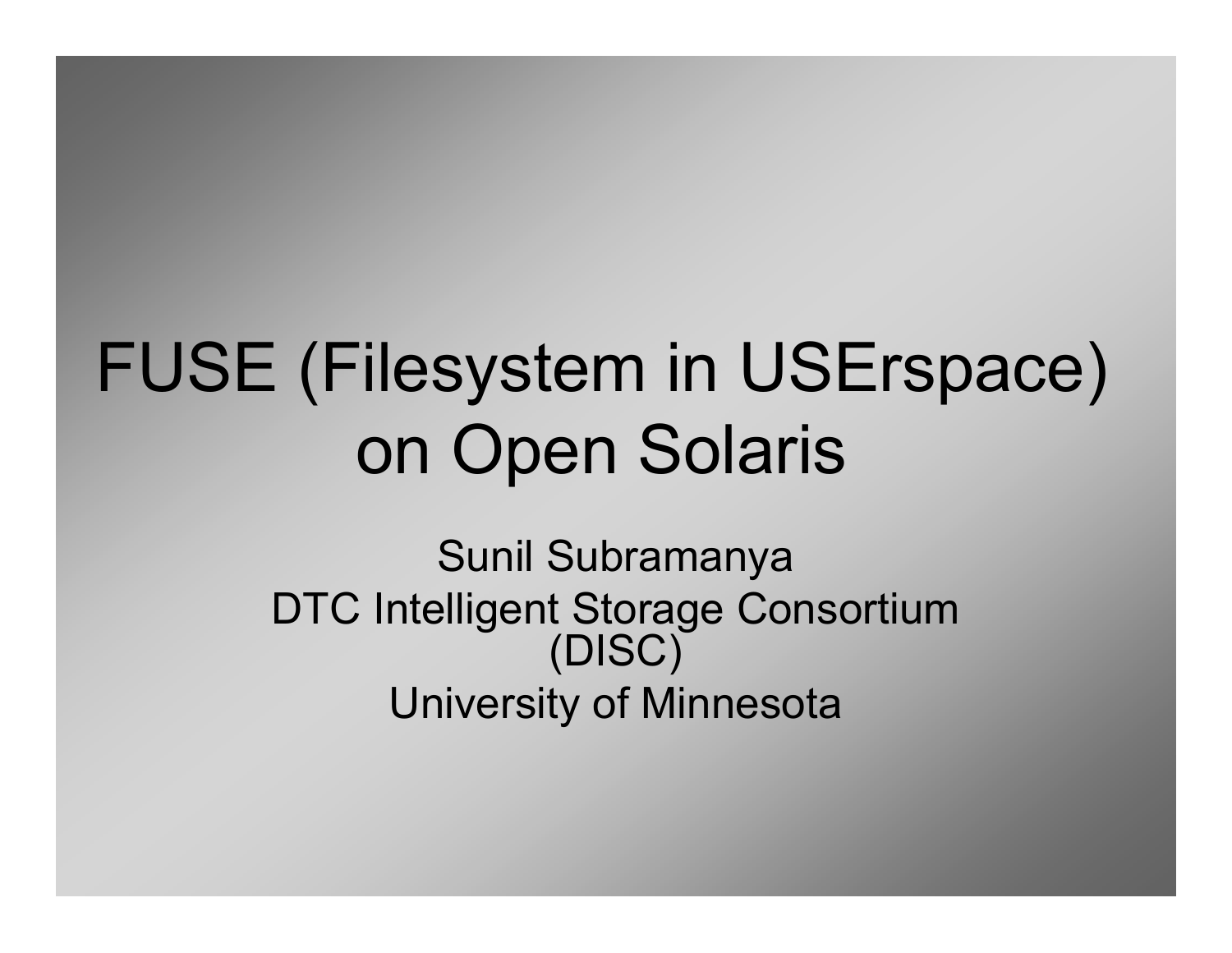# FUSE (Filesystem in USErspace) on Open Solaris

Sunil Subramanya

DTC Intelligent Storage Consortium (DISC)

University of Minnesota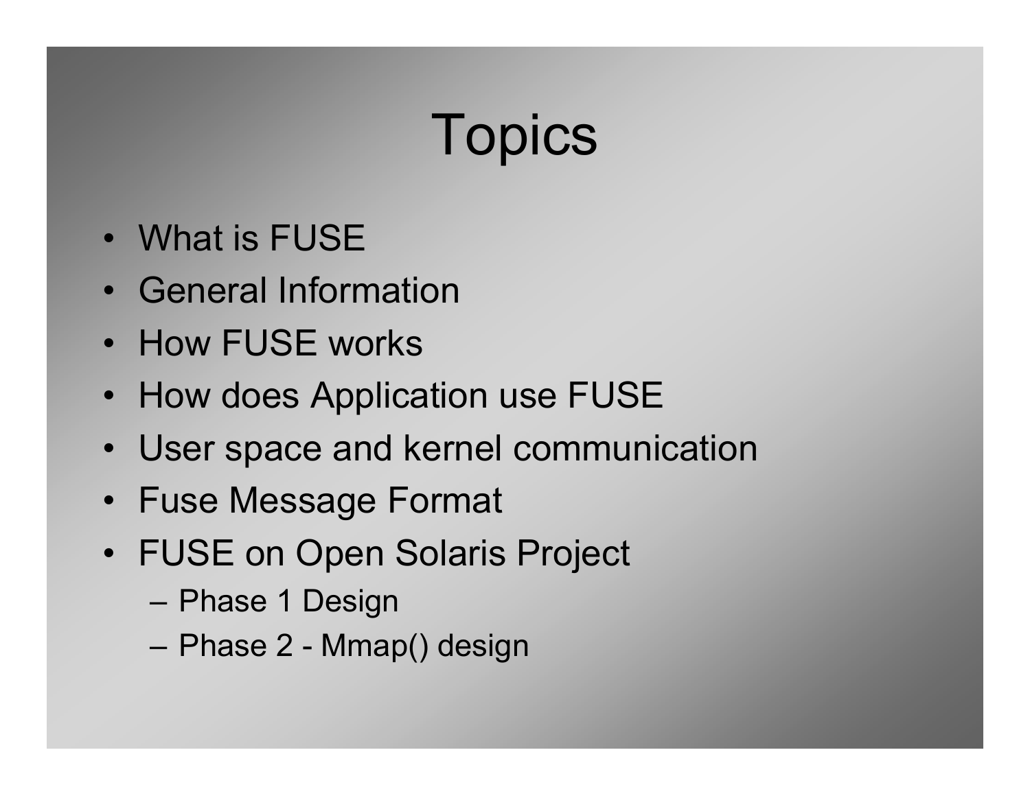# Topics

- What is FUSE
- General Information
- How FUSE works
- How does Application use FUSE
- User space and kernel communication
- Fuse Message Format
- FUSE on Open Solaris Project
  - Phase 1 Design
  - Phase 2 - Mmap() design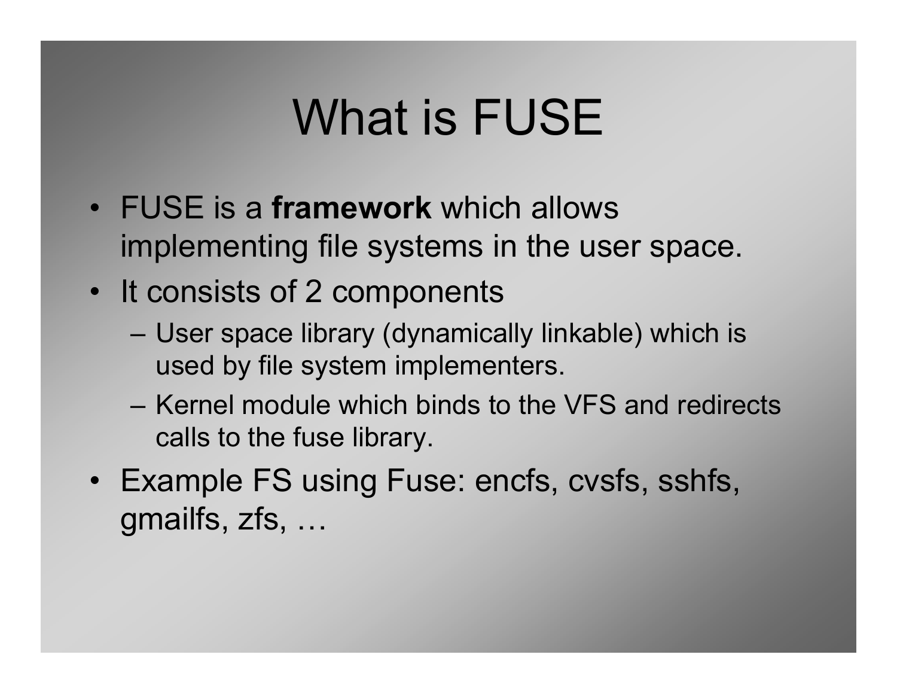# What is FUSE

- FUSE is a **framework** which allows implementing file systems in the user space.
- It consists of 2 components
  - User space library (dynamically linkable) which is used by file system implementers.
  - Kernel module which binds to the VFS and redirects calls to the fuse library.
- Example FS using Fuse: encfs, cvsfs, sshfs, gmailfs, zfs, …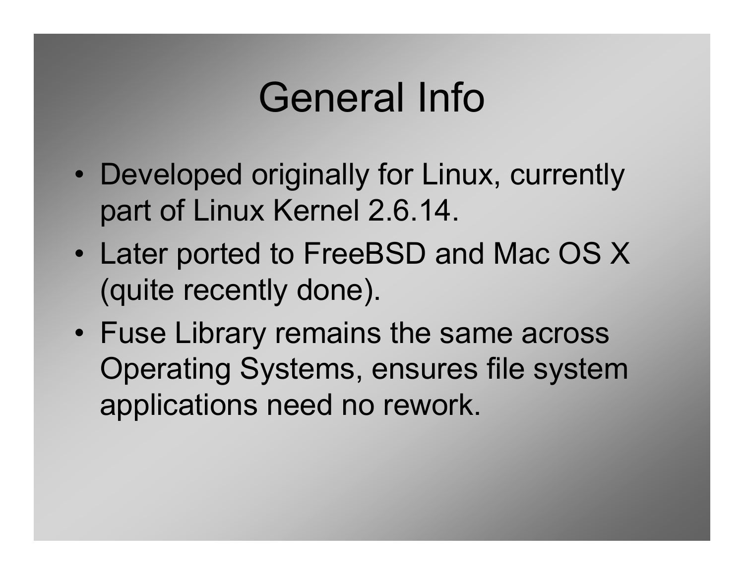# General Info

- Developed originally for Linux, currently part of Linux Kernel 2.6.14.
- Later ported to FreeBSD and Mac OS X (quite recently done).
- Fuse Library remains the same across Operating Systems, ensures file system applications need no rework.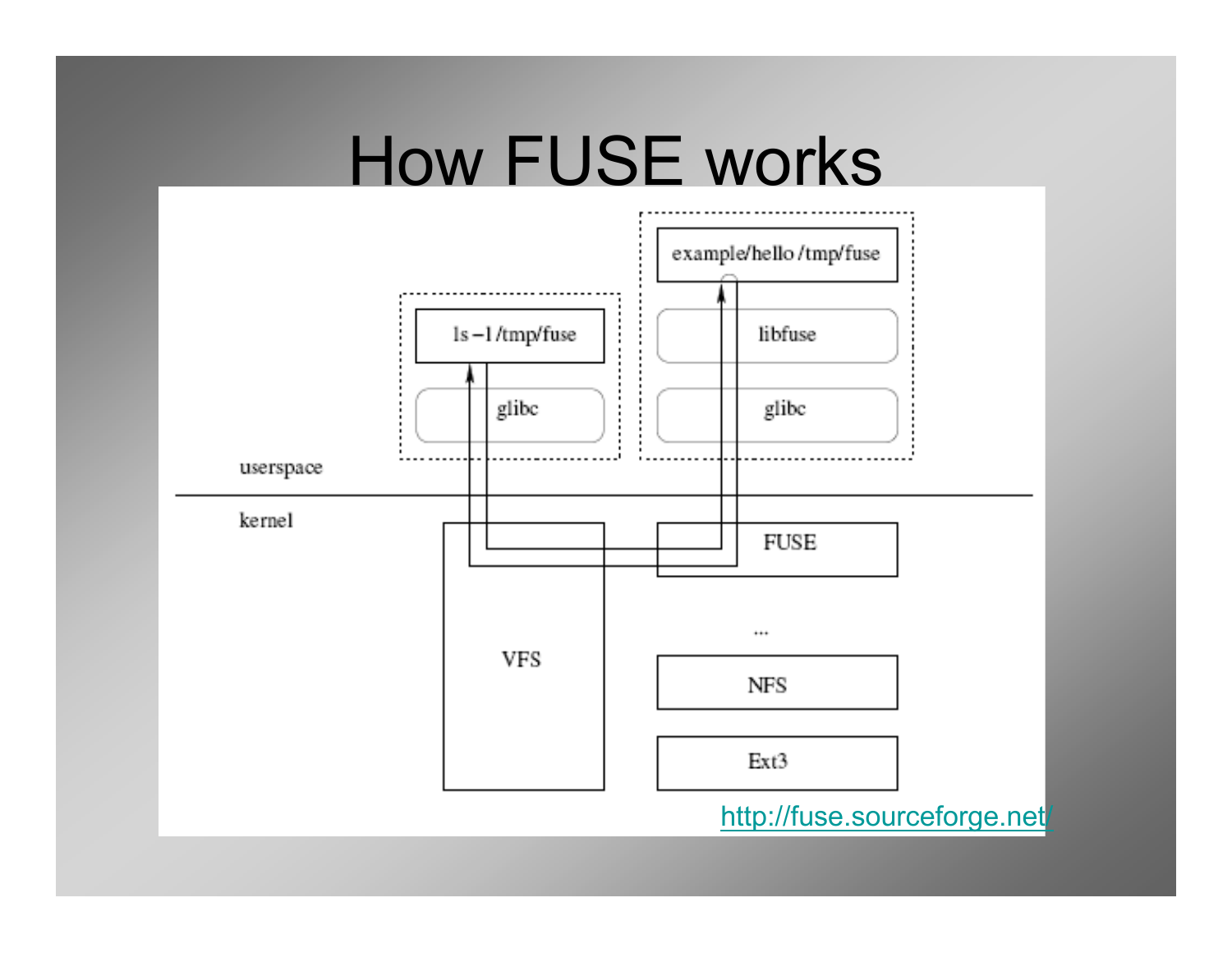# How FUSE works

example/hello /tmp/fuse

libfuse

glibc

ls –l /tmp/fuse

glibc

userspace

kernel

VFS

FUSE

...

NFS

Ext3

http://fuse.sourceforge.net/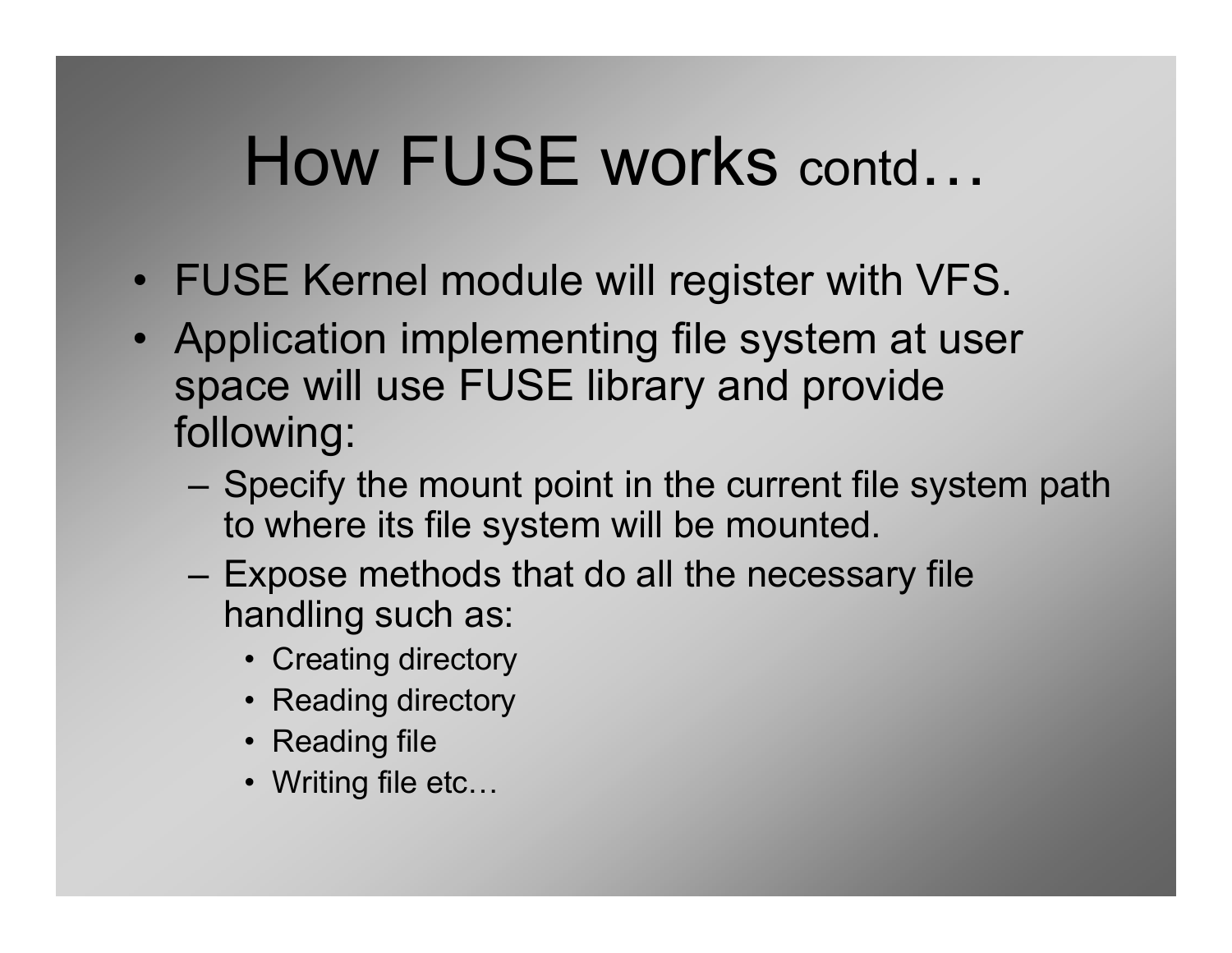# How FUSE works contd…

- FUSE Kernel module will register with VFS.
- Application implementing file system at user space will use FUSE library and provide following:
  - Specify the mount point in the current file system path to where its file system will be mounted.
  - Expose methods that do all the necessary file handling such as:
    - Creating directory
    - Reading directory
    - Reading file
    - Writing file etc…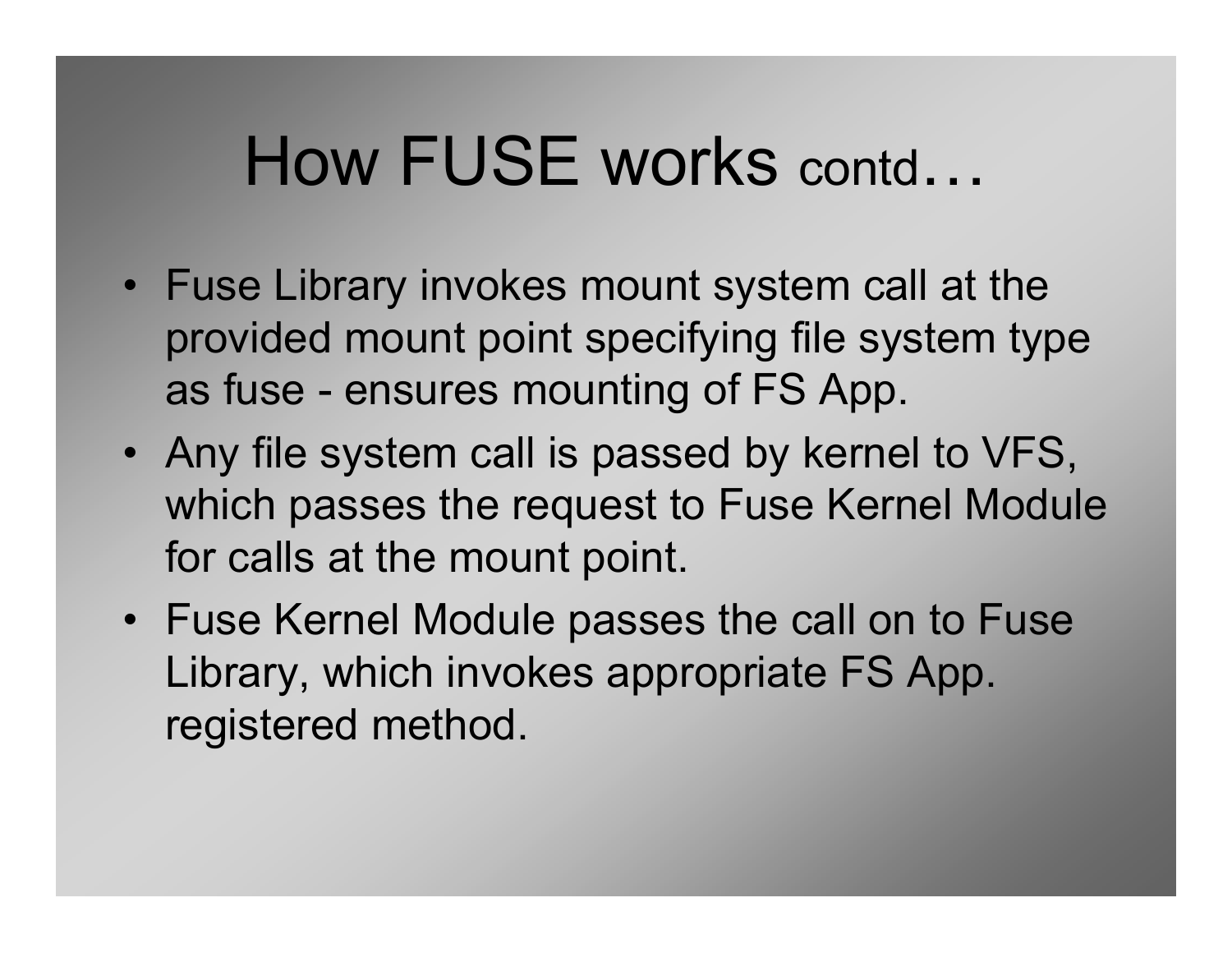# How FUSE works contd…

- Fuse Library invokes mount system call at the provided mount point specifying file system type as fuse - ensures mounting of FS App.
- Any file system call is passed by kernel to VFS, which passes the request to Fuse Kernel Module for calls at the mount point.
- Fuse Kernel Module passes the call on to Fuse Library, which invokes appropriate FS App. registered method.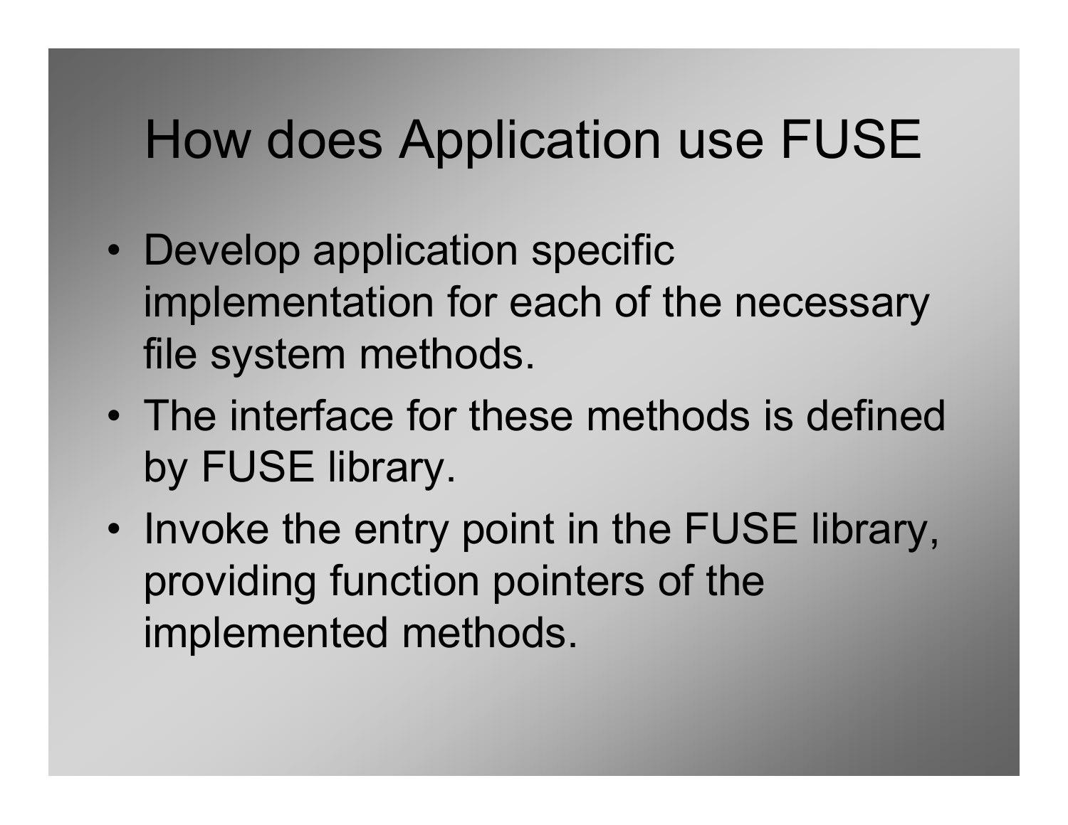# How does Application use FUSE

- Develop application specific implementation for each of the necessary file system methods.
- The interface for these methods is defined by FUSE library.
- Invoke the entry point in the FUSE library, providing function pointers of the implemented methods.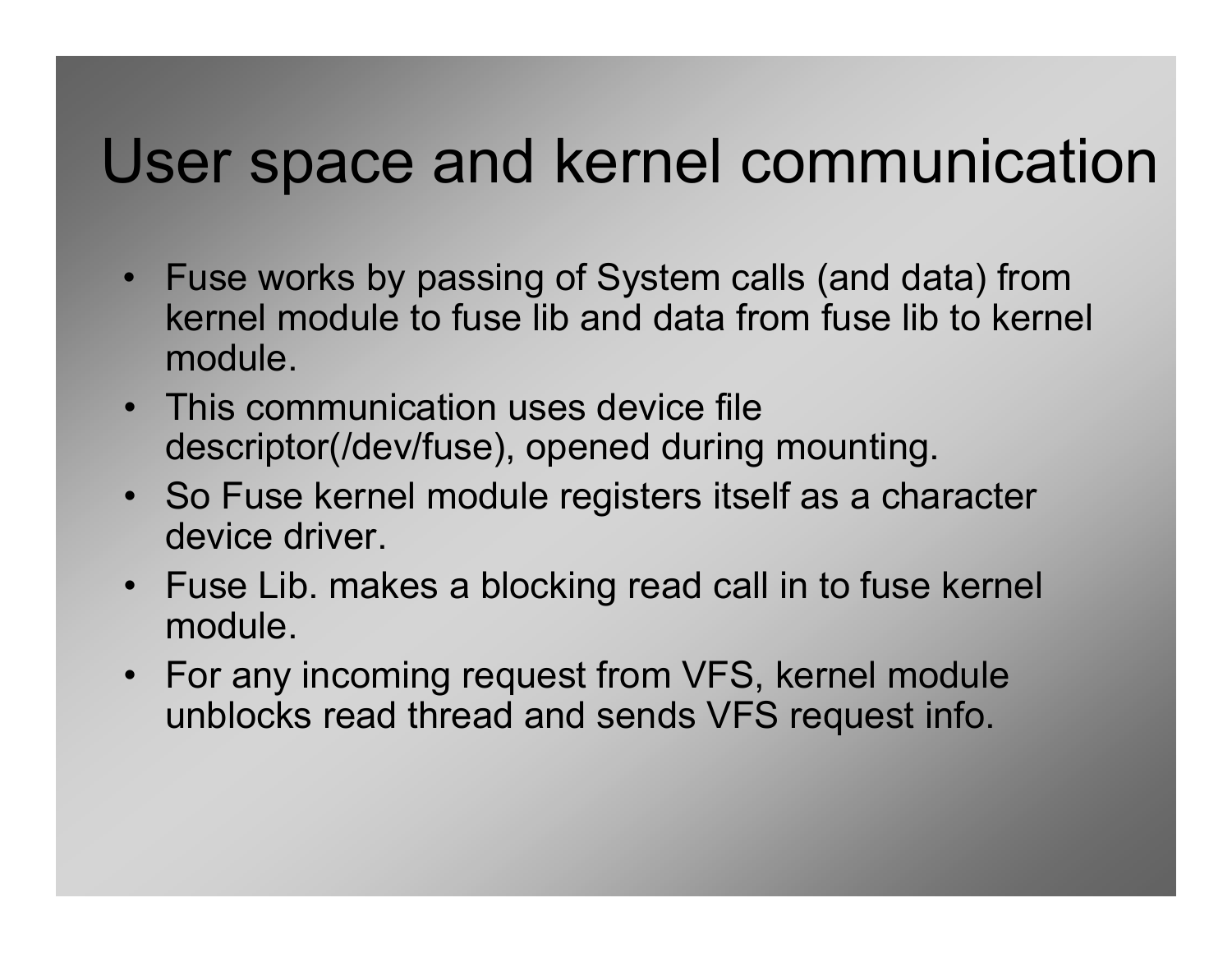# User space and kernel communication

- Fuse works by passing of System calls (and data) from kernel module to fuse lib and data from fuse lib to kernel module.
- This communication uses device file descriptor(/dev/fuse), opened during mounting.
- So Fuse kernel module registers itself as a character device driver.
- Fuse Lib. makes a blocking read call in to fuse kernel module.
- For any incoming request from VFS, kernel module unblocks read thread and sends VFS request info.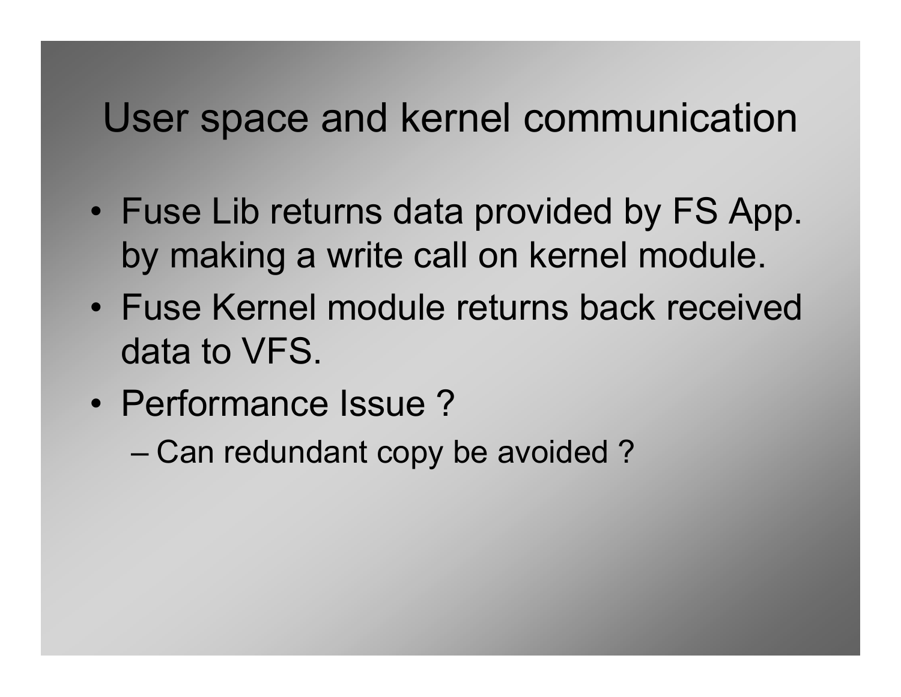# User space and kernel communication

- Fuse Lib returns data provided by FS App. by making a write call on kernel module.
- Fuse Kernel module returns back received data to VFS.
- Performance Issue ?
  - Can redundant copy be avoided ?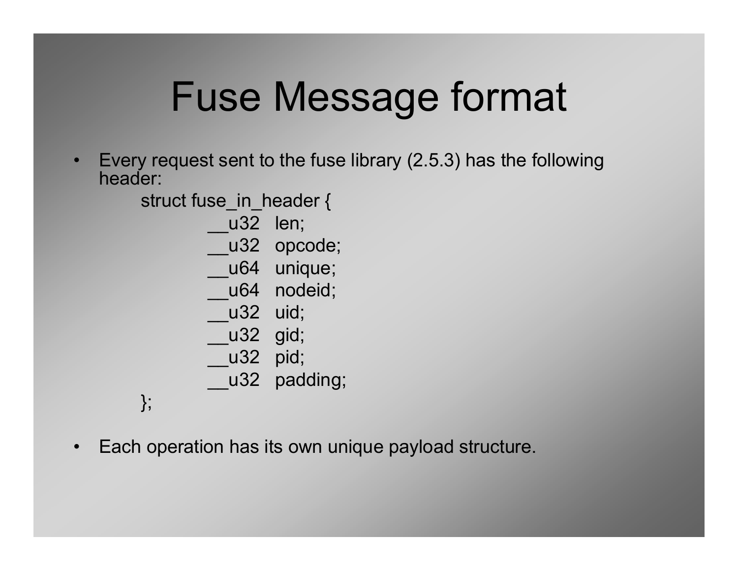# Fuse Message format

- Every request sent to the fuse library (2.5.3) has the following header:

```
struct fuse_in_header {
        __u32   len;
        __u32   opcode;
        __u64   unique;
        __u64   nodeid;
        __u32   uid;
        __u32   gid;
        __u32   pid;
        __u32   padding;
};
```

- Each operation has its own unique payload structure.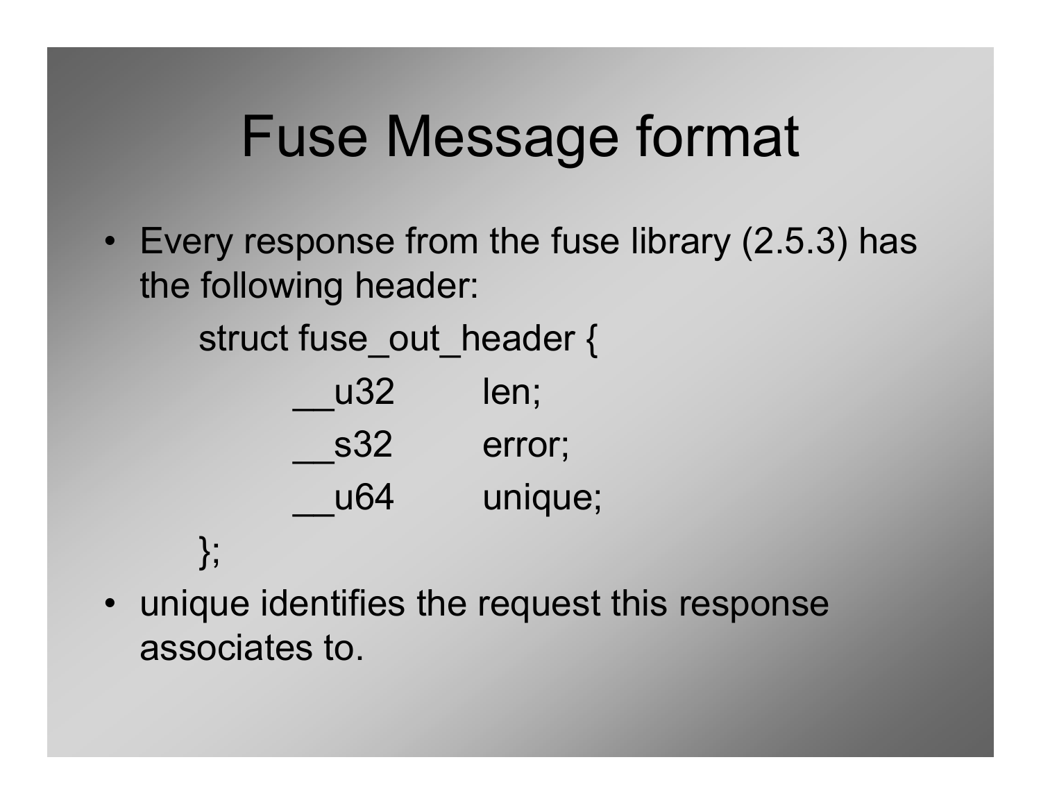# Fuse Message format

- Every response from the fuse library (2.5.3) has the following header:

```
struct fuse_out_header {
        __u32       len;
        __s32       error;
        __u64       unique;
};
```

- unique identifies the request this response associates to.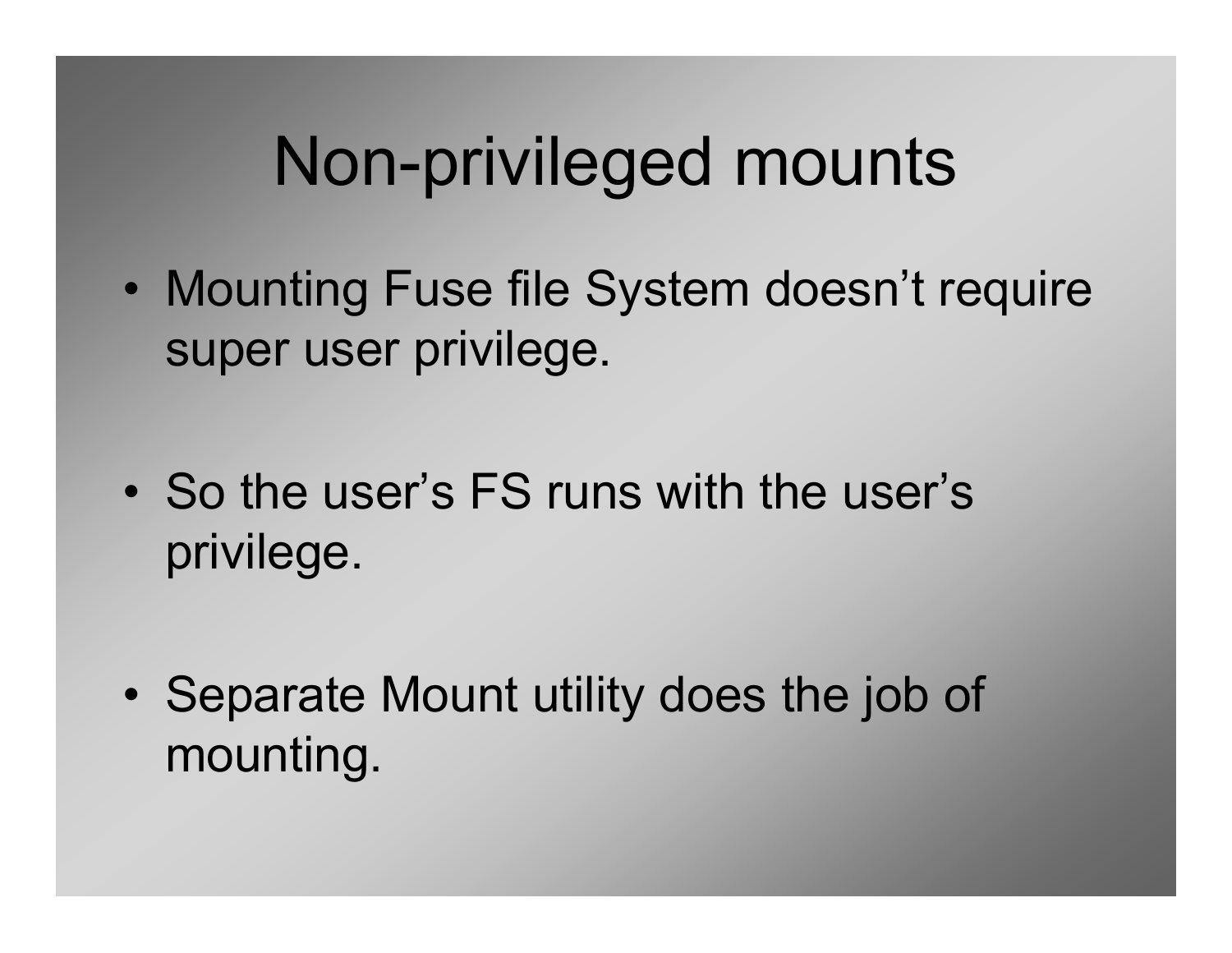# Non-privileged mounts

- Mounting Fuse file System doesn’t require super user privilege.
- So the user’s FS runs with the user’s privilege.
- Separate Mount utility does the job of mounting.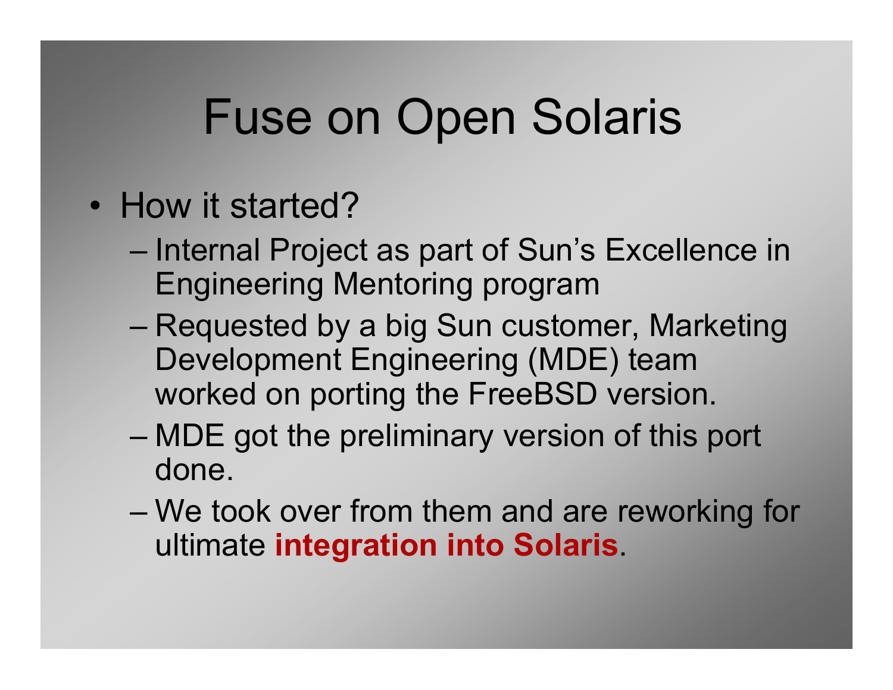# Fuse on Open Solaris

- How it started?
  - Internal Project as part of Sun's Excellence in Engineering Mentoring program
  - Requested by a big Sun customer, Marketing Development Engineering (MDE) team worked on porting the FreeBSD version.
  - MDE got the preliminary version of this port done.
  - We took over from them and are reworking for ultimate **integration into Solaris**.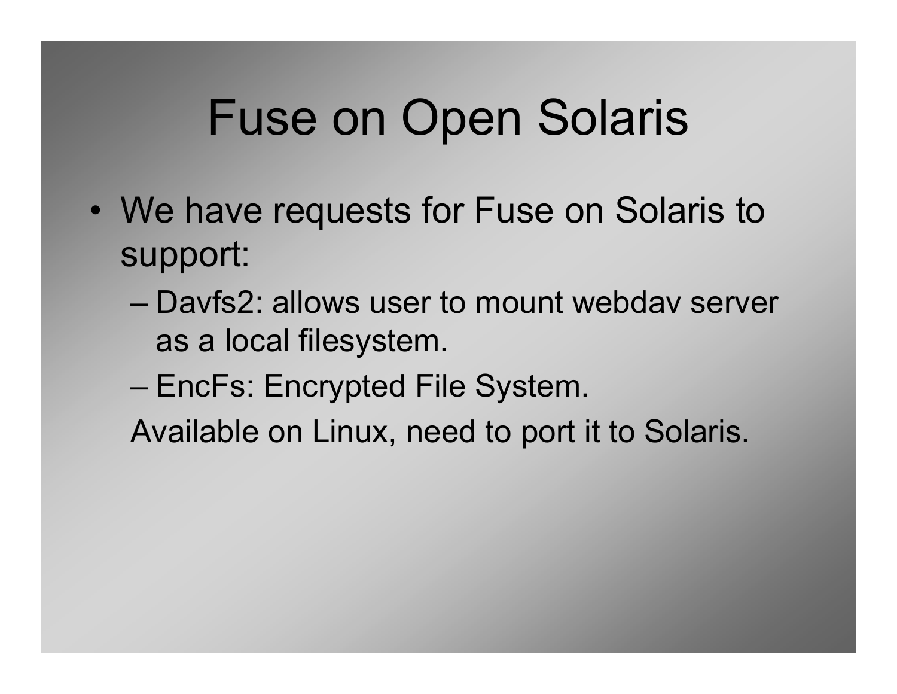# Fuse on Open Solaris

- We have requests for Fuse on Solaris to support:
  - Davfs2: allows user to mount webdav server as a local filesystem.
  - EncFs: Encrypted File System.

  Available on Linux, need to port it to Solaris.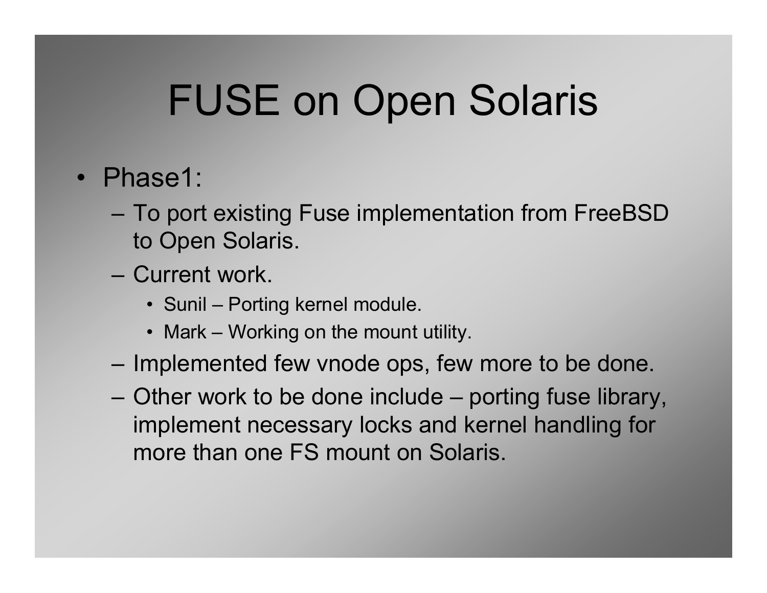# FUSE on Open Solaris

- Phase1:
  - To port existing Fuse implementation from FreeBSD to Open Solaris.
  - Current work.
    - Sunil – Porting kernel module.
    - Mark – Working on the mount utility.
  - Implemented few vnode ops, few more to be done.
  - Other work to be done include – porting fuse library, implement necessary locks and kernel handling for more than one FS mount on Solaris.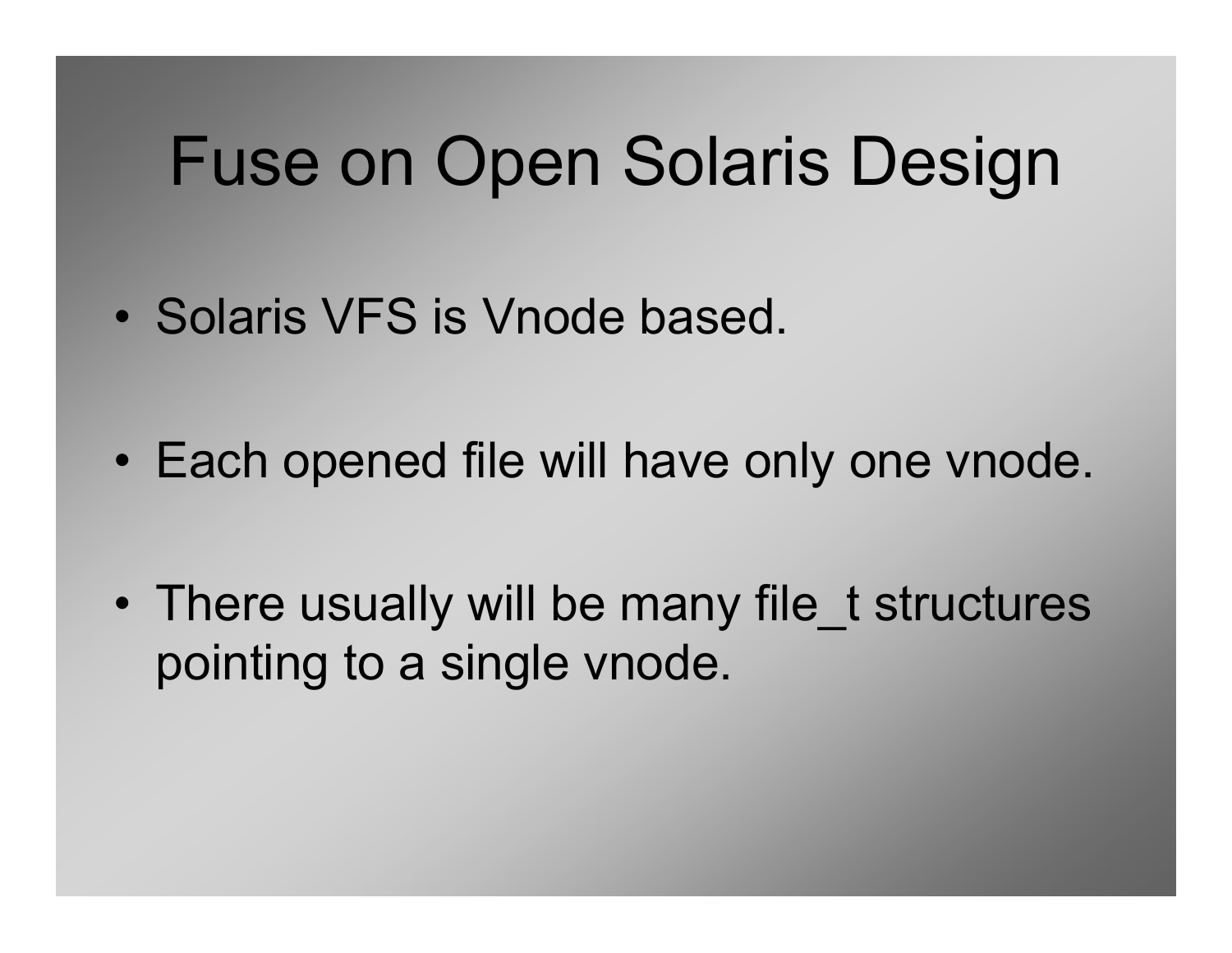# Fuse on Open Solaris Design

- Solaris VFS is Vnode based.
- Each opened file will have only one vnode.
- There usually will be many file_t structures pointing to a single vnode.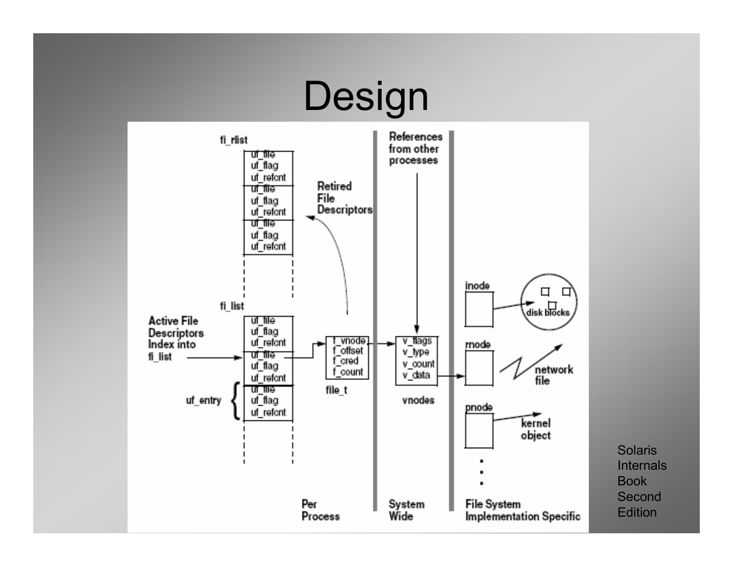# Design

fi_rlist

uf_file
uf_flag
uf_refcnt
uf_file
uf_flag
uf_refcnt
uf_file
uf_flag
uf_refcnt

Retired File Descriptors

References from other processes

fi_list

Active File Descriptors Index into fi_list

uf_file
uf_flag
uf_refcnt
uf_file
uf_flag
uf_refcnt
uf_file
uf_flag
uf_refcnt

uf_entry

f_vnode
f_offset
f_cred
f_count

file_t

v_flags
v_type
v_count
v_data

vnodes

inode

disk blocks

rnode

network file

pnode

kernel object

Per Process

System Wide

File System Implementation Specific

Solaris Internals Book Second Edition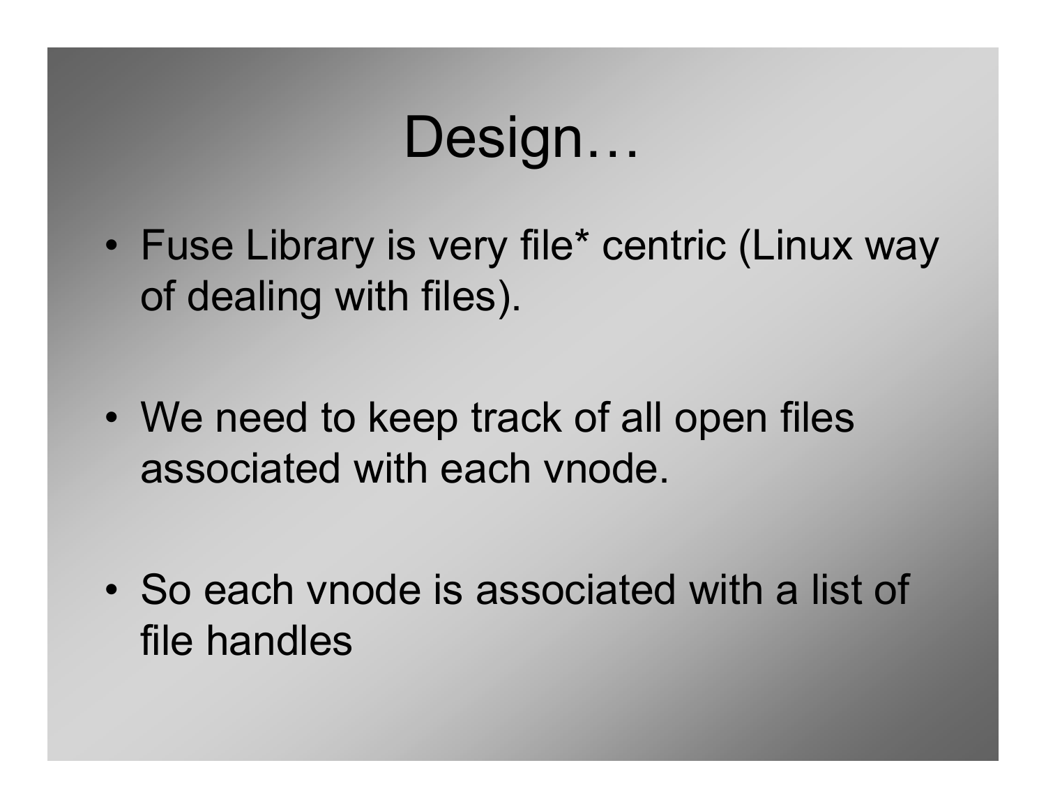# Design…

- Fuse Library is very file* centric (Linux way of dealing with files).
- We need to keep track of all open files associated with each vnode.
- So each vnode is associated with a list of file handles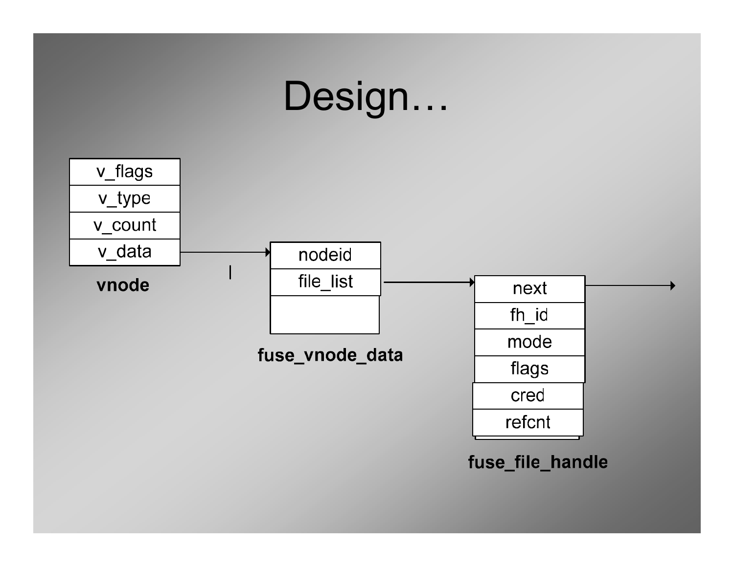# Design…

| vnode |
| --- |
| v_flags |
| v_type |
| v_count |
| v_data |

| fuse_vnode_data |
| --- |
| nodeid |
| file_list |

| fuse_file_handle |
| --- |
| next |
| fh_id |
| mode |
| flags |
| cred |
| refcnt |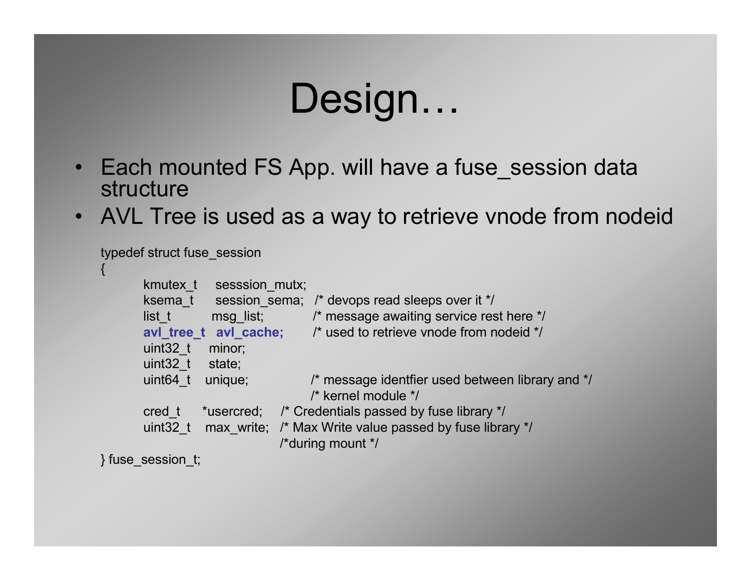# Design…

- Each mounted FS App. will have a fuse_session data structure
- AVL Tree is used as a way to retrieve vnode from nodeid

```
typedef struct fuse_session
{
        kmutex_t     sesssion_mutx;
        ksema_t      session_sema;   /* devops read sleeps over it */
        list_t       msg_list;       /* message awaiting service rest here */
        avl_tree_t   avl_cache;      /* used to retrieve vnode from nodeid */
        uint32_t     minor;
        uint32_t     state;
        uint64_t     unique;         /* message identfier used between library and */
                                     /* kernel module */
        cred_t       *usercred;      /* Credentials passed by fuse library */
        uint32_t     max_write;      /* Max Write value passed by fuse library */
                                     /*during mount */
} fuse_session_t;
```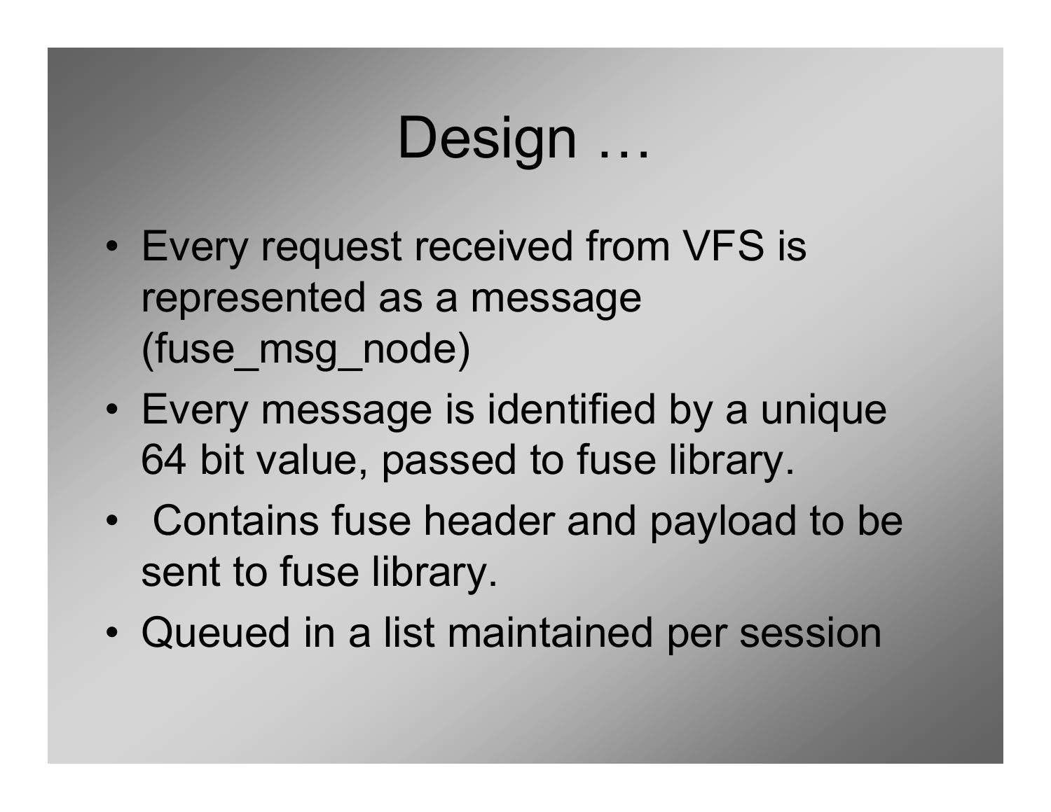# Design …

- Every request received from VFS is represented as a message (fuse_msg_node)
- Every message is identified by a unique 64 bit value, passed to fuse library.
- Contains fuse header and payload to be sent to fuse library.
- Queued in a list maintained per session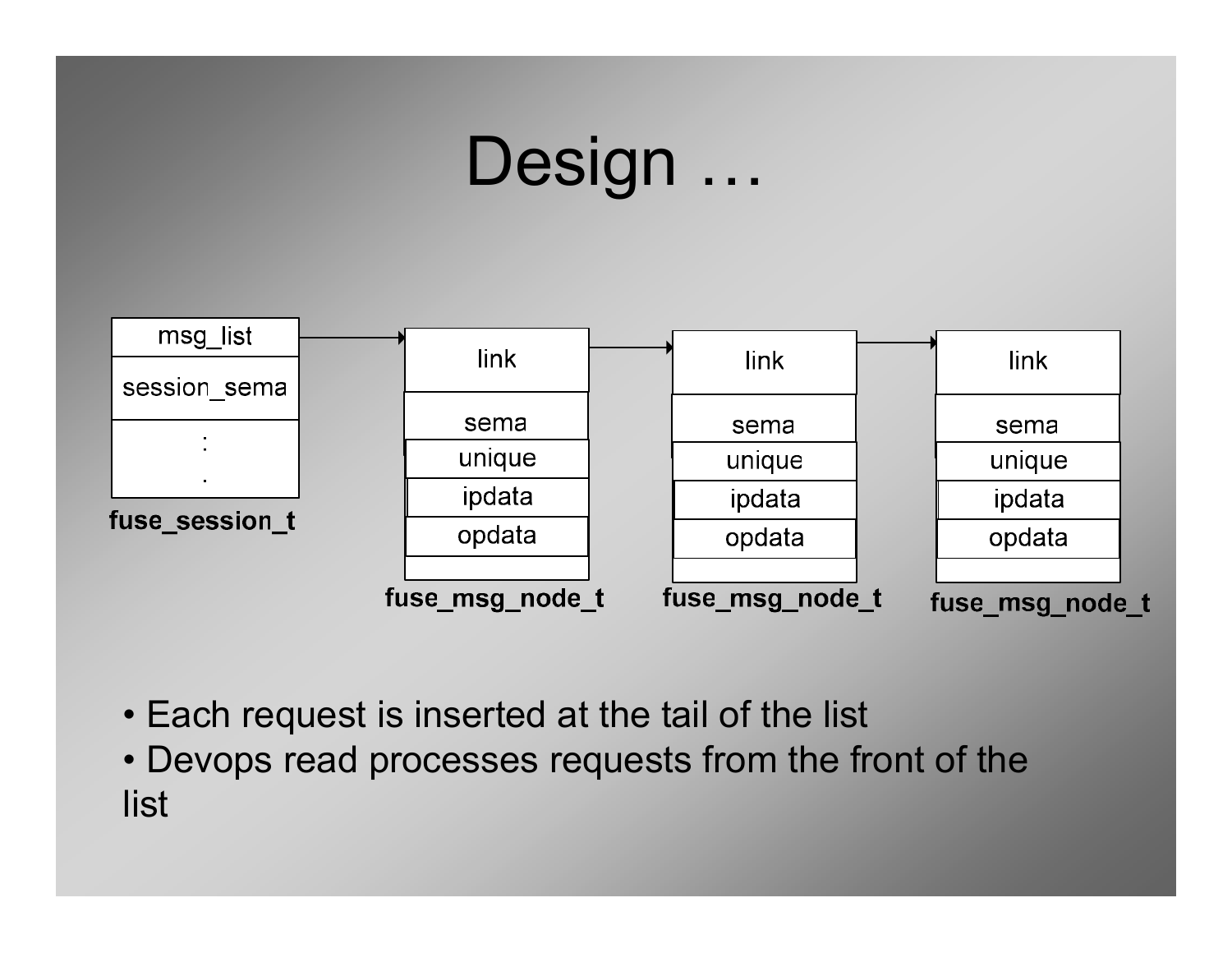# Design …

fuse_session_t:

| msg_list |
| --- |
| session_sema |
| : |

fuse_msg_node_t → fuse_msg_node_t → fuse_msg_node_t

| link |
| --- |
| sema |
| unique |
| ipdata |
| opdata |

- Each request is inserted at the tail of the list
- Devops read processes requests from the front of the list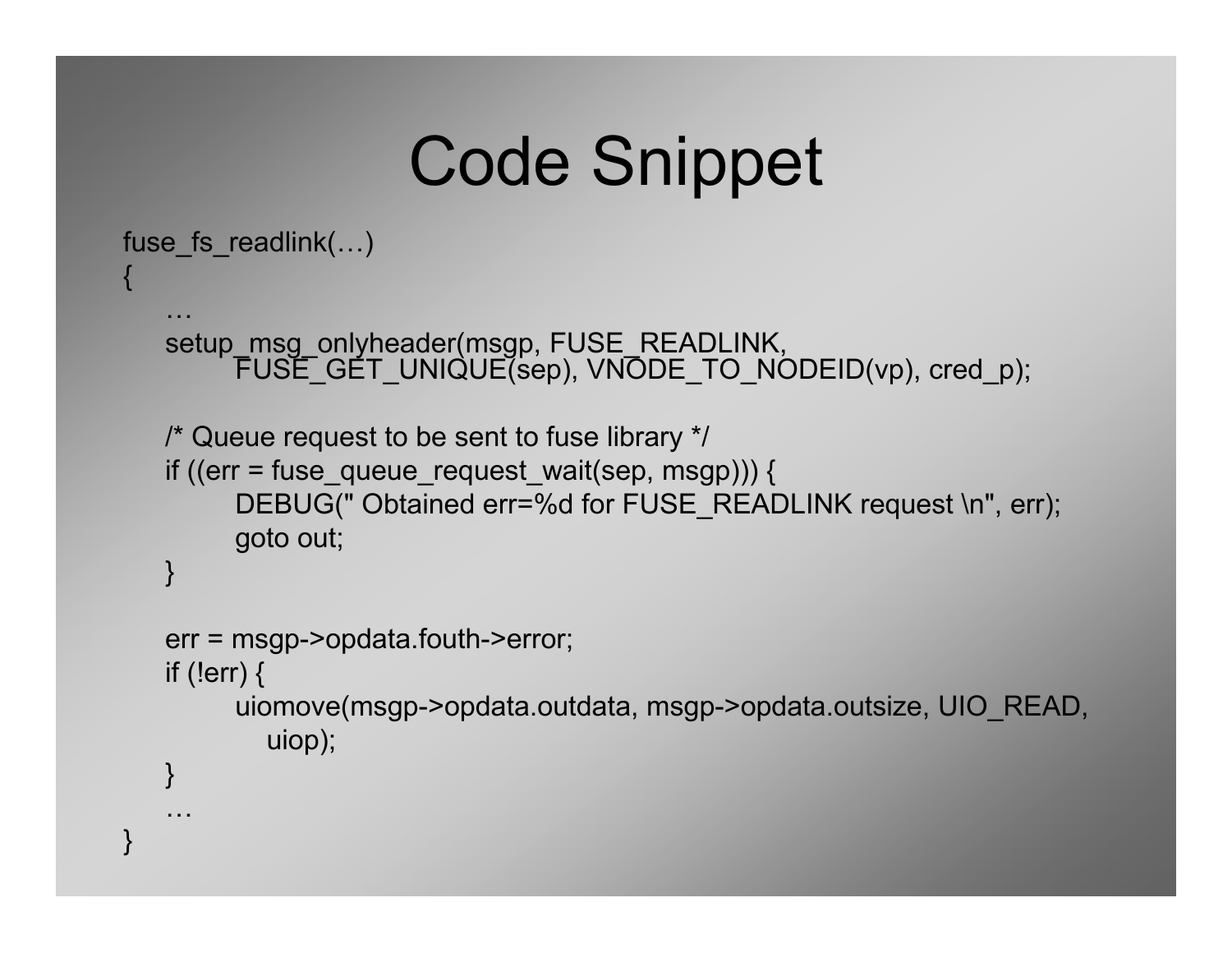# Code Snippet

```
fuse_fs_readlink(…)
{
    …
    setup_msg_onlyheader(msgp, FUSE_READLINK,
            FUSE_GET_UNIQUE(sep), VNODE_TO_NODEID(vp), cred_p);

    /* Queue request to be sent to fuse library */
    if ((err = fuse_queue_request_wait(sep, msgp))) {
            DEBUG(" Obtained err=%d for FUSE_READLINK request \n", err);
            goto out;
    }

    err = msgp->opdata.fouth->error;
    if (!err) {
            uiomove(msgp->opdata.outdata, msgp->opdata.outsize, UIO_READ,
                uiop);
    }
    …
}
```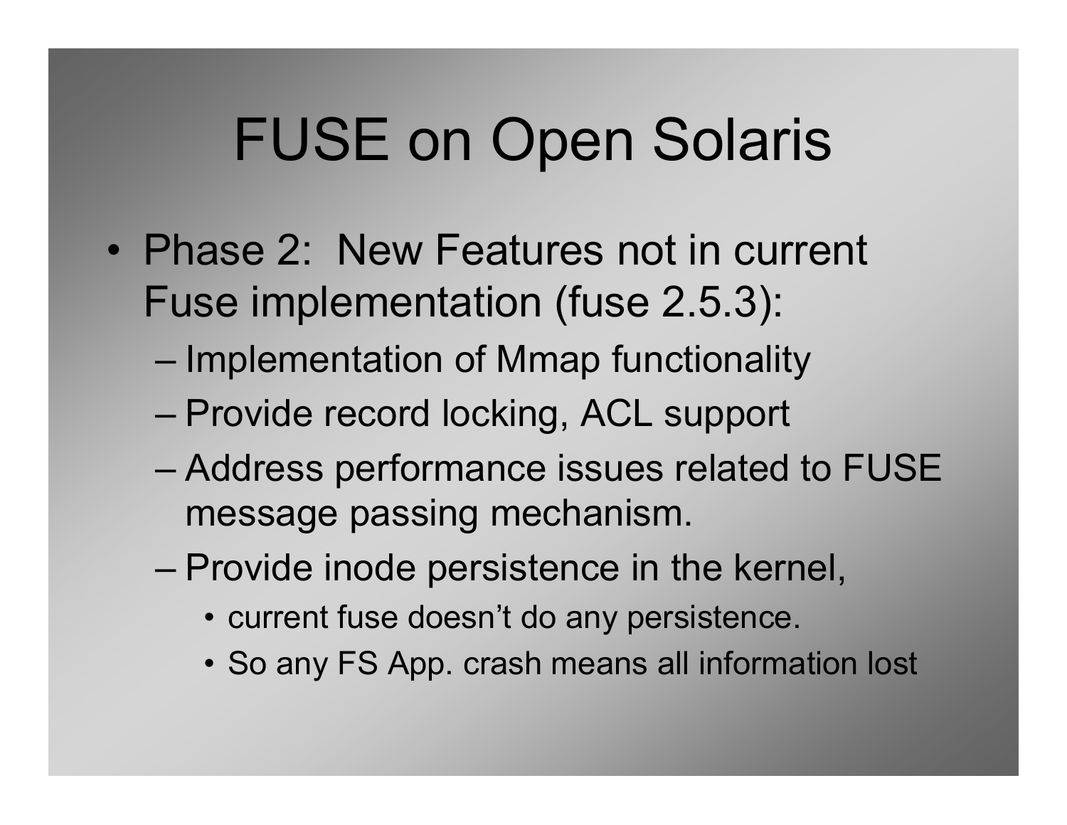# FUSE on Open Solaris

- Phase 2: New Features not in current Fuse implementation (fuse 2.5.3):
  - Implementation of Mmap functionality
  - Provide record locking, ACL support
  - Address performance issues related to FUSE message passing mechanism.
  - Provide inode persistence in the kernel,
    - current fuse doesn't do any persistence.
    - So any FS App. crash means all information lost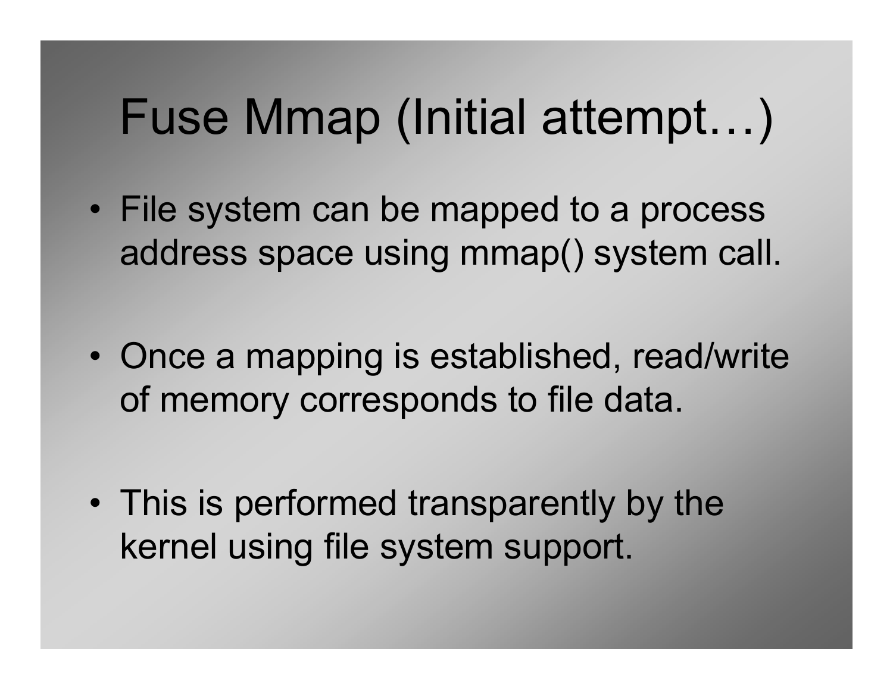# Fuse Mmap (Initial attempt…)

- File system can be mapped to a process address space using mmap() system call.
- Once a mapping is established, read/write of memory corresponds to file data.
- This is performed transparently by the kernel using file system support.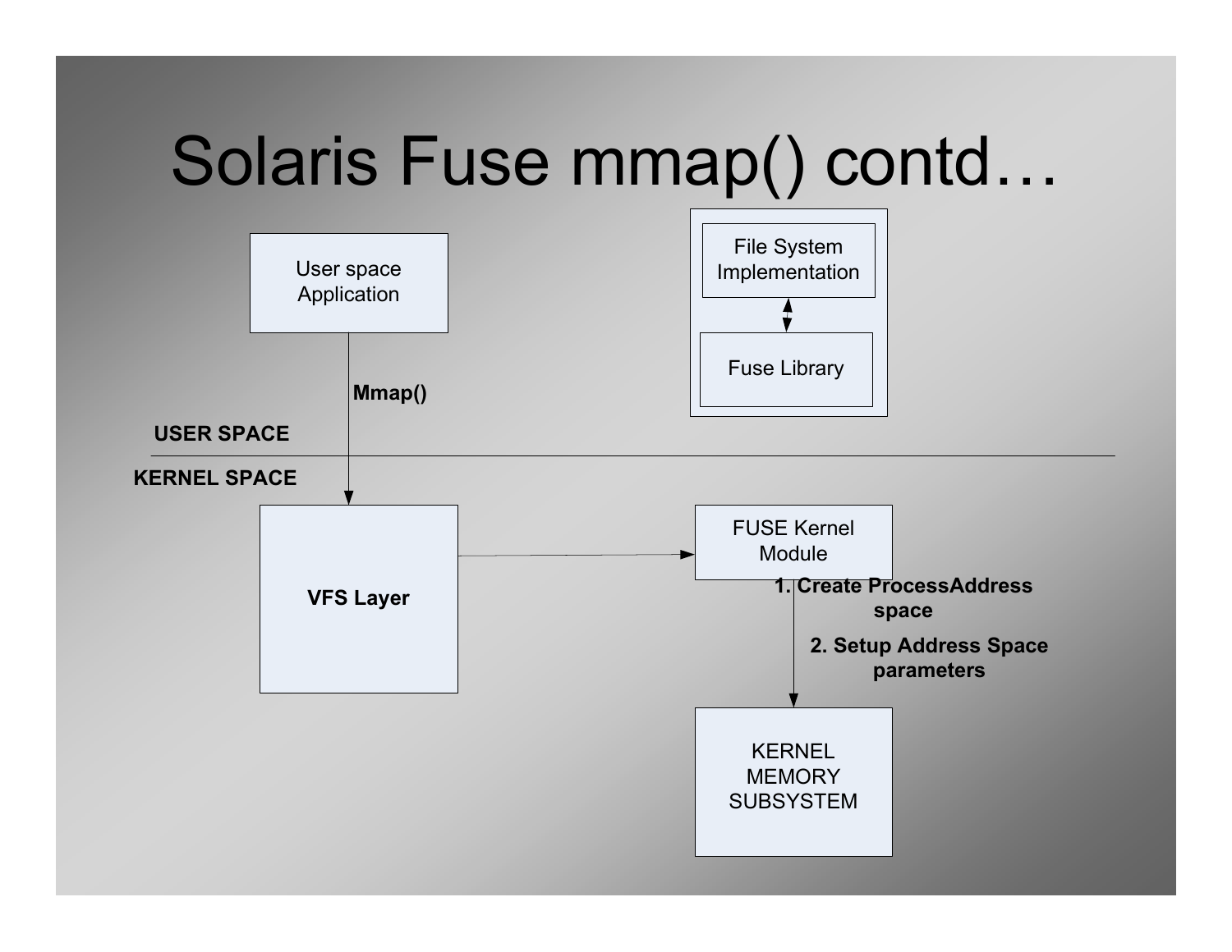# Solaris Fuse mmap() contd…

User space Application

Mmap()

USER SPACE

KERNEL SPACE

VFS Layer

File System Implementation

Fuse Library

FUSE Kernel Module

1. Create ProcessAddress space

2. Setup Address Space parameters

KERNEL MEMORY SUBSYSTEM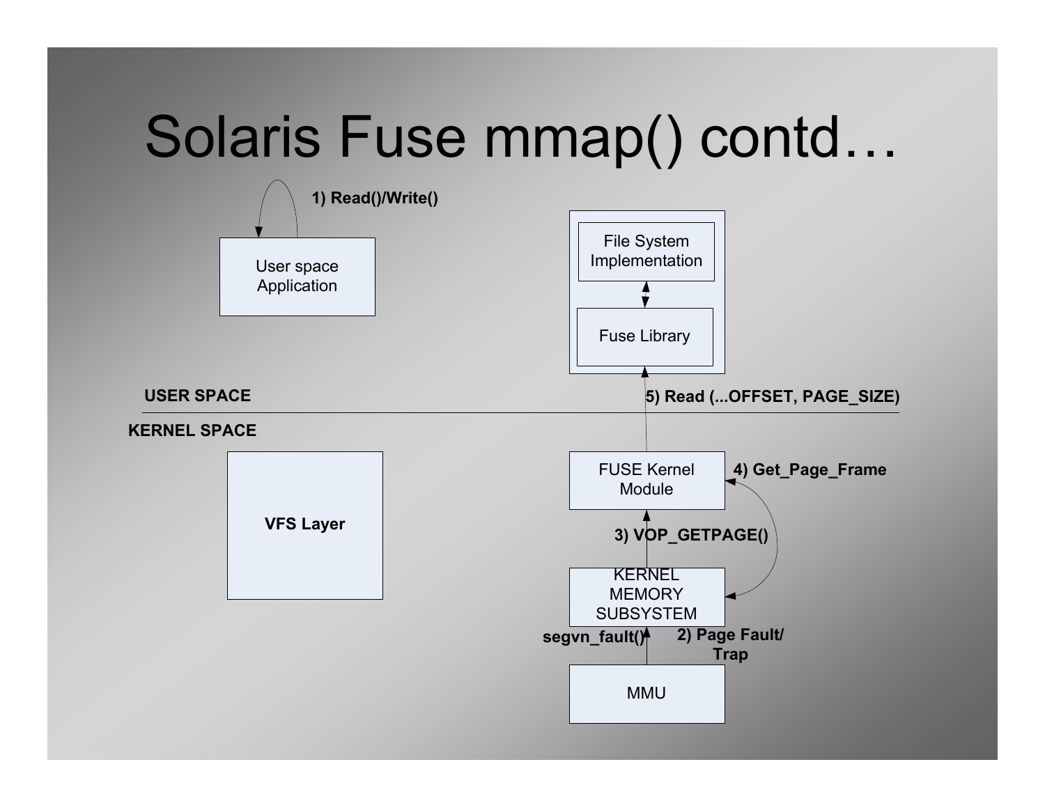# Solaris Fuse mmap() contd…

1) Read()/Write()

User space Application

File System Implementation

Fuse Library

USER SPACE

5) Read (...OFFSET, PAGE_SIZE)

KERNEL SPACE

VFS Layer

FUSE Kernel Module

4) Get_Page_Frame

3) VOP_GETPAGE()

KERNEL MEMORY SUBSYSTEM

segvn_fault()

2) Page Fault/ Trap

MMU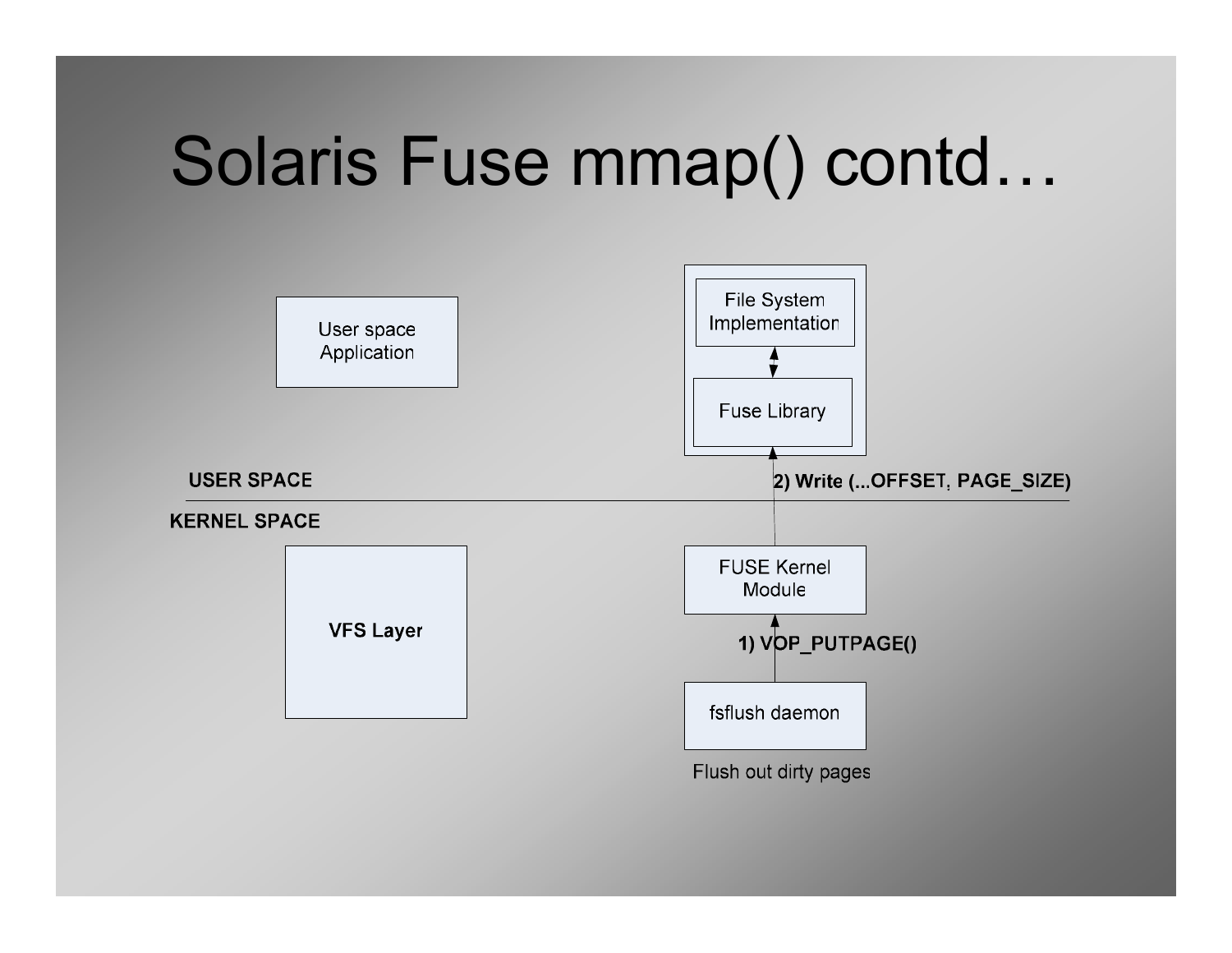# Solaris Fuse mmap() contd…

User space Application

File System Implementation

Fuse Library

USER SPACE

2) Write (...OFFSET, PAGE_SIZE)

KERNEL SPACE

VFS Layer

FUSE Kernel Module

1) VOP_PUTPAGE()

fsflush daemon

Flush out dirty pages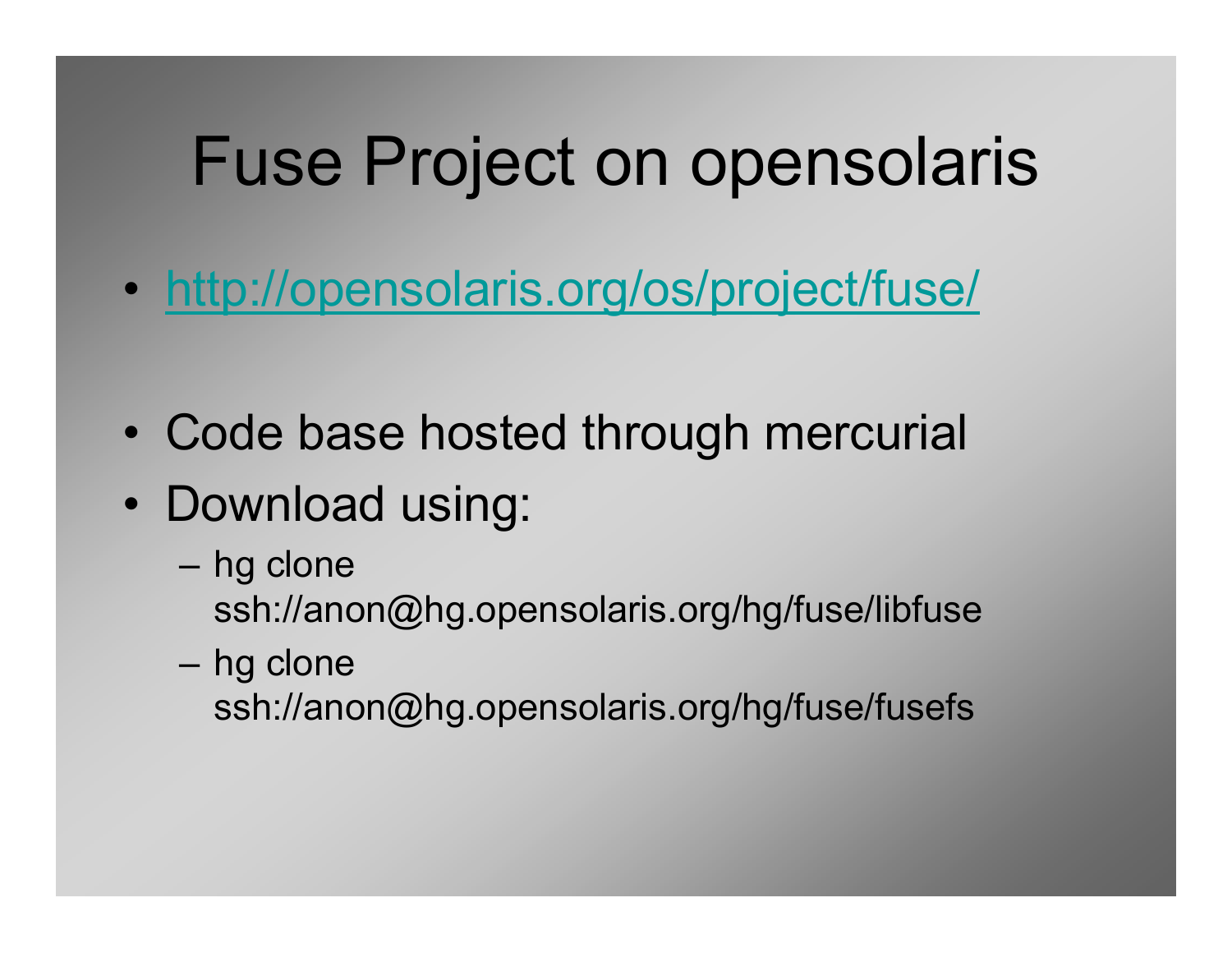# Fuse Project on opensolaris

- http://opensolaris.org/os/project/fuse/

- Code base hosted through mercurial
- Download using:
  - hg clone ssh://anon@hg.opensolaris.org/hg/fuse/libfuse
  - hg clone ssh://anon@hg.opensolaris.org/hg/fuse/fusefs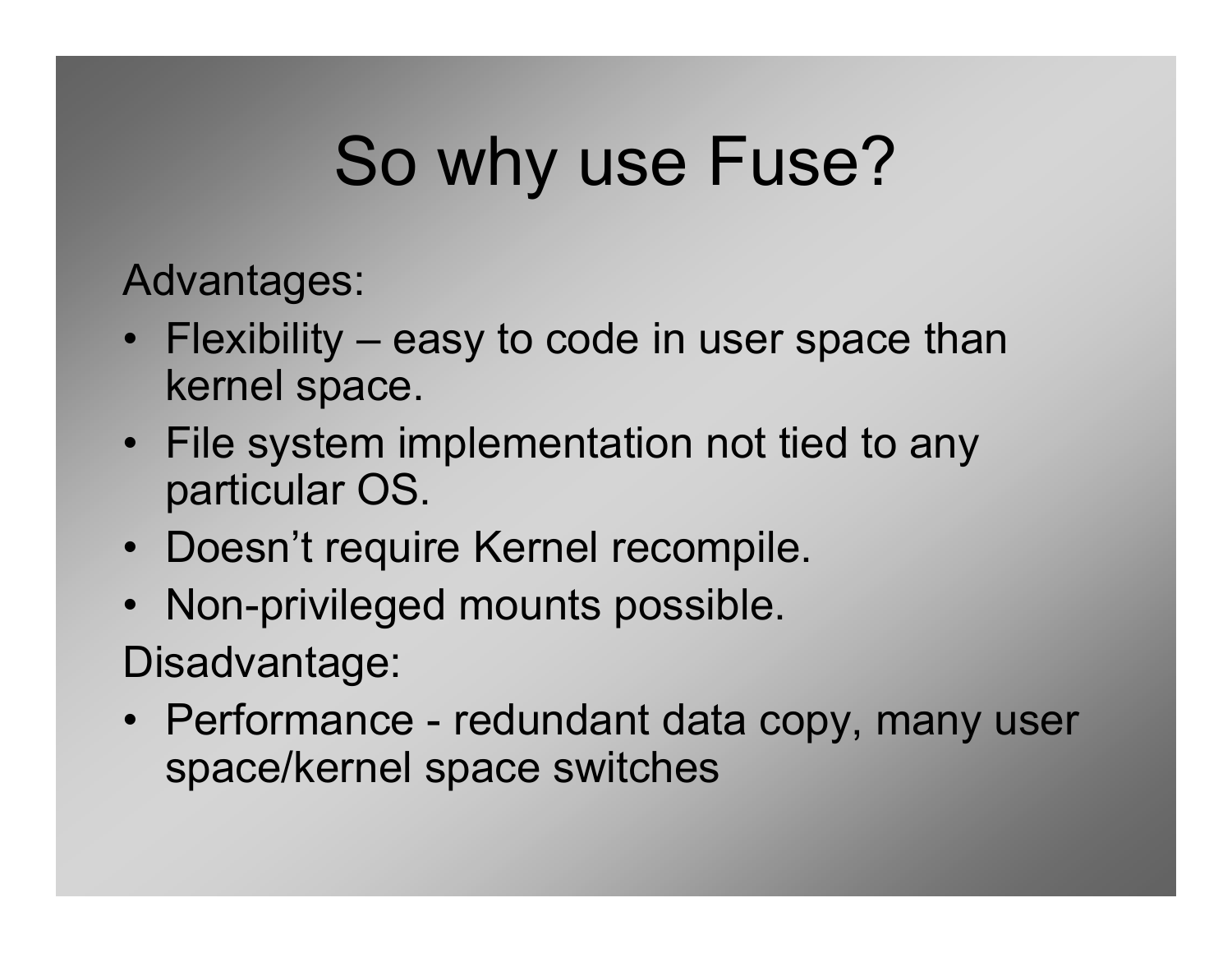# So why use Fuse?

Advantages:

- Flexibility – easy to code in user space than kernel space.
- File system implementation not tied to any particular OS.
- Doesn’t require Kernel recompile.
- Non-privileged mounts possible.

Disadvantage:

- Performance - redundant data copy, many user space/kernel space switches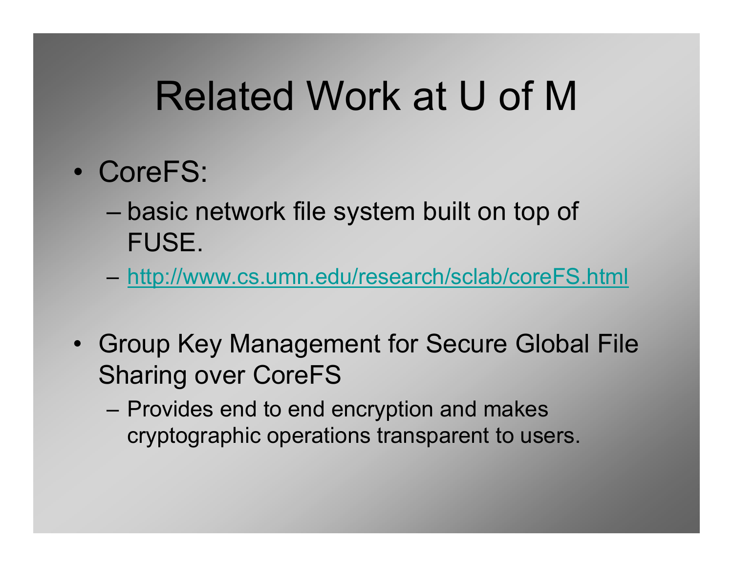# Related Work at U of M

- CoreFS:
  - basic network file system built on top of FUSE.
  - http://www.cs.umn.edu/research/sclab/coreFS.html

- Group Key Management for Secure Global File Sharing over CoreFS
  - Provides end to end encryption and makes cryptographic operations transparent to users.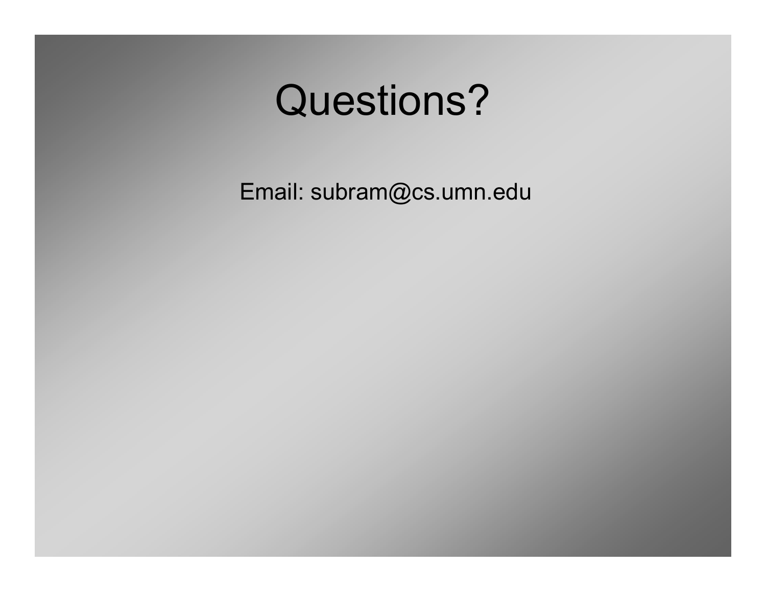# Questions?

Email: subram@cs.umn.edu